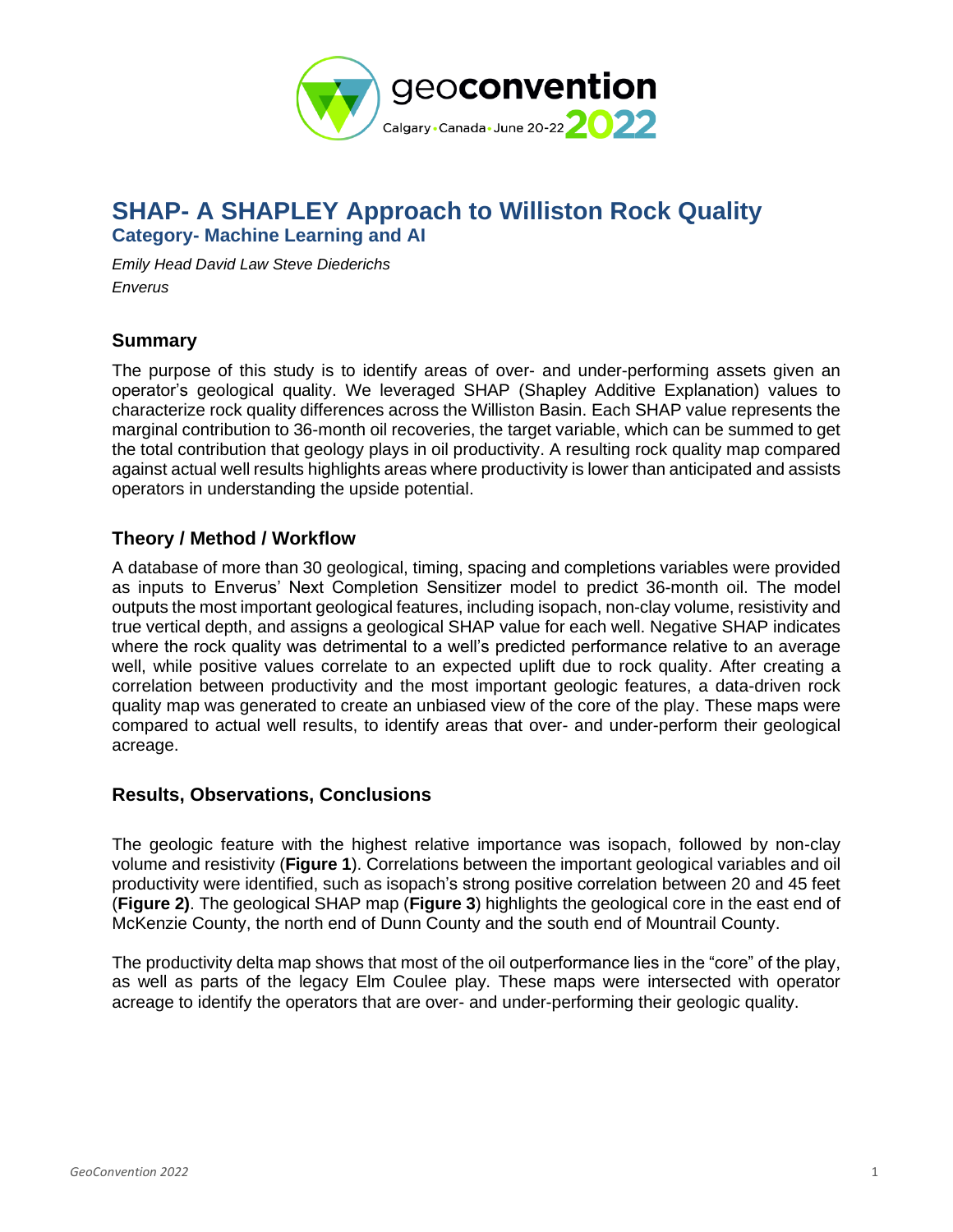# SHAP- A SHAPLEY Approach to Williston Rock Quality

**Category- Machine Learning and AI**

*Emily Head David Law Steve Diederichs*
*Enverus*

## Summary

The purpose of this study is to identify areas of over- and under-performing assets given an operator's geological quality. We leveraged SHAP (Shapley Additive Explanation) values to characterize rock quality differences across the Williston Basin. Each SHAP value represents the marginal contribution to 36-month oil recoveries, the target variable, which can be summed to get the total contribution that geology plays in oil productivity. A resulting rock quality map compared against actual well results highlights areas where productivity is lower than anticipated and assists operators in understanding the upside potential.

## Theory / Method / Workflow

A database of more than 30 geological, timing, spacing and completions variables were provided as inputs to Enverus' Next Completion Sensitizer model to predict 36-month oil. The model outputs the most important geological features, including isopach, non-clay volume, resistivity and true vertical depth, and assigns a geological SHAP value for each well. Negative SHAP indicates where the rock quality was detrimental to a well's predicted performance relative to an average well, while positive values correlate to an expected uplift due to rock quality. After creating a correlation between productivity and the most important geologic features, a data-driven rock quality map was generated to create an unbiased view of the core of the play. These maps were compared to actual well results, to identify areas that over- and under-perform their geological acreage.

## Results, Observations, Conclusions

The geologic feature with the highest relative importance was isopach, followed by non-clay volume and resistivity (**Figure 1**). Correlations between the important geological variables and oil productivity were identified, such as isopach's strong positive correlation between 20 and 45 feet (**Figure 2)**. The geological SHAP map (**Figure 3**) highlights the geological core in the east end of McKenzie County, the north end of Dunn County and the south end of Mountrail County.

The productivity delta map shows that most of the oil outperformance lies in the "core" of the play, as well as parts of the legacy Elm Coulee play. These maps were intersected with operator acreage to identify the operators that are over- and under-performing their geologic quality.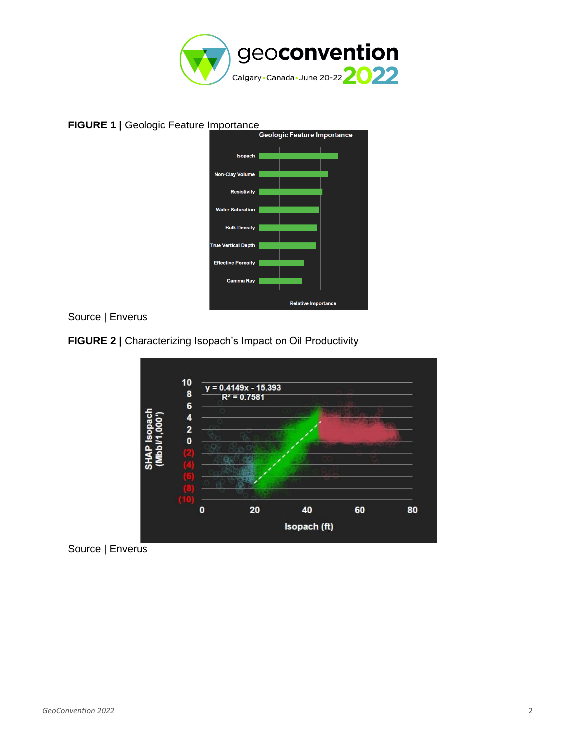**FIGURE 1 |** Geologic Feature Importance

Source | Enverus

**FIGURE 2 |** Characterizing Isopach's Impact on Oil Productivity

Source | Enverus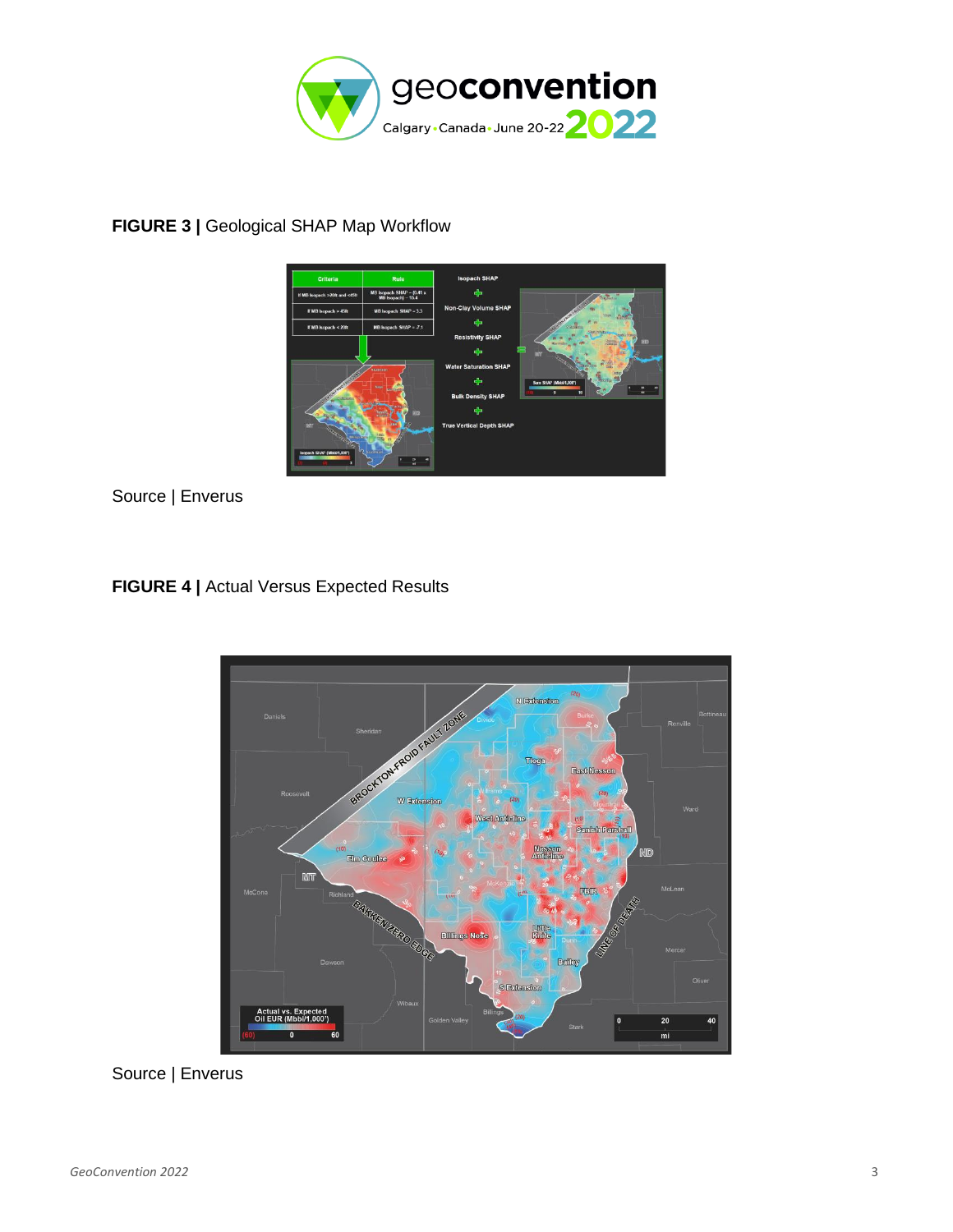**FIGURE 3 |** Geological SHAP Map Workflow

Source | Enverus

**FIGURE 4 |** Actual Versus Expected Results

Source | Enverus